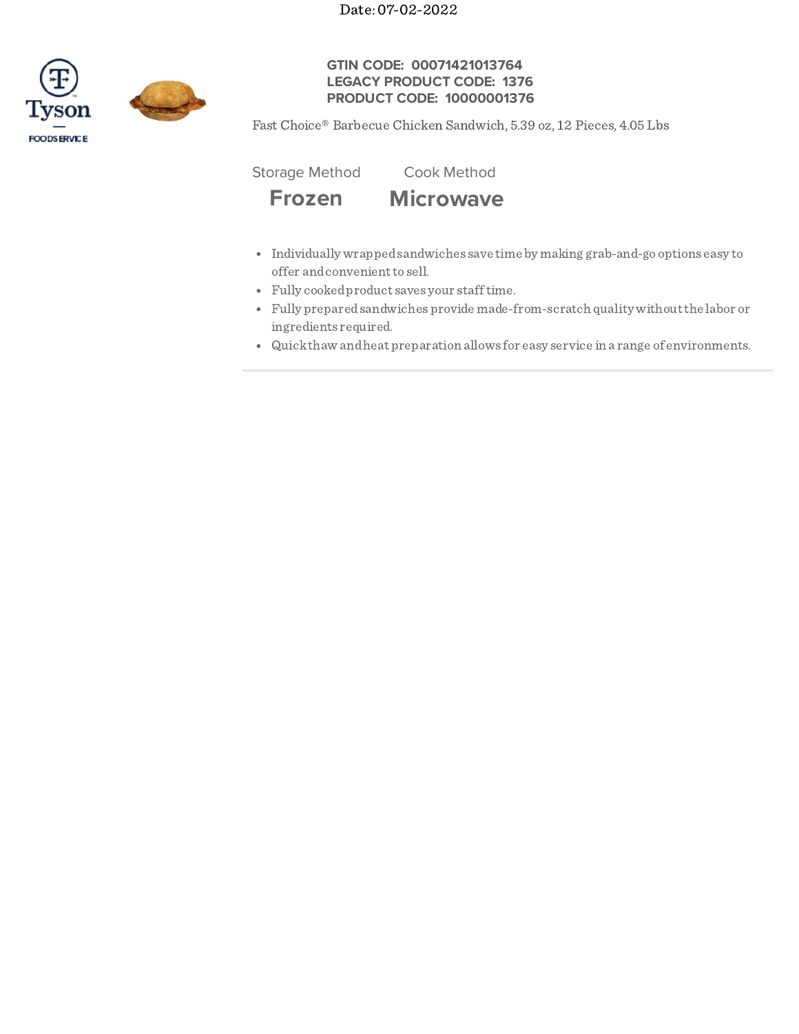Date: 07-02-2022

Tyson FOODSERVICE

**GTIN CODE: 00071421013764**
**LEGACY PRODUCT CODE: 1376**
**PRODUCT CODE: 10000001376**

Fast Choice® Barbecue Chicken Sandwich, 5.39 oz, 12 Pieces, 4.05 Lbs

| Storage Method | Cook Method |
|---|---|
| **Frozen** | **Microwave** |

- Individually wrapped sandwiches save time by making grab-and-go options easy to offer and convenient to sell.
- Fully cooked product saves your staff time.
- Fully prepared sandwiches provide made-from-scratch quality without the labor or ingredients required.
- Quick thaw and heat preparation allows for easy service in a range of environments.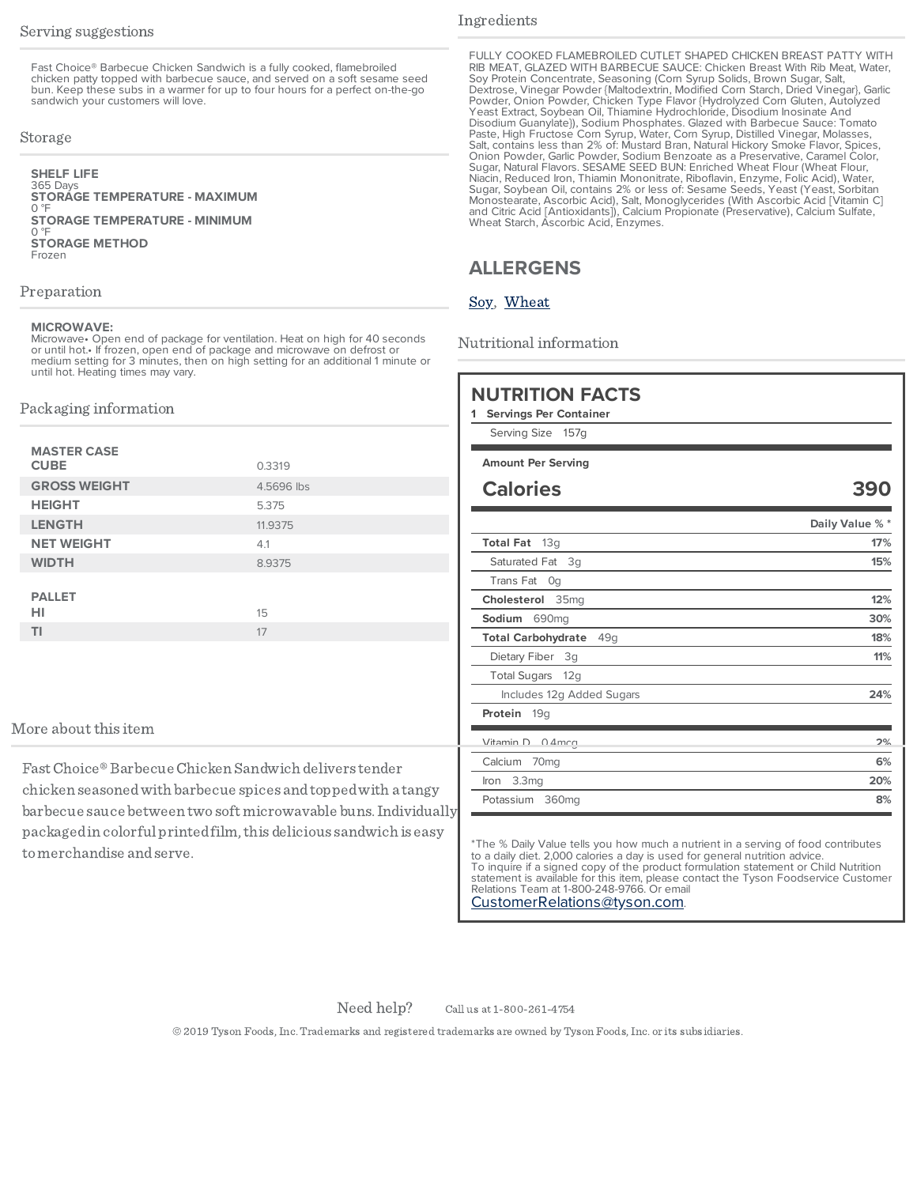## Serving suggestions

Fast Choice® Barbecue Chicken Sandwich is a fully cooked, flamebroiled chicken patty topped with barbecue sauce, and served on a soft sesame seed bun. Keep these subs in a warmer for up to four hours for a perfect on-the-go sandwich your customers will love.

## Storage

**SHELF LIFE**
365 Days
**STORAGE TEMPERATURE - MAXIMUM**
0 °F
**STORAGE TEMPERATURE - MINIMUM**
0 °F
**STORAGE METHOD**
Frozen

## Preparation

**MICROWAVE:**
Microwave• Open end of package for ventilation. Heat on high for 40 seconds or until hot.• If frozen, open end of package and microwave on defrost or medium setting for 3 minutes, then on high setting for an additional 1 minute or until hot. Heating times may vary.

## Packaging information

| | |
|---|---|
| **MASTER CASE** | |
| **CUBE** | 0.3319 |
| **GROSS WEIGHT** | 4.5696 lbs |
| **HEIGHT** | 5.375 |
| **LENGTH** | 11.9375 |
| **NET WEIGHT** | 4.1 |
| **WIDTH** | 8.9375 |
| **PALLET** | |
| **HI** | 15 |
| **TI** | 17 |

## Ingredients

FULLY COOKED FLAMEBROILED CUTLET SHAPED CHICKEN BREAST PATTY WITH RIB MEAT, GLAZED WITH BARBECUE SAUCE: Chicken Breast With Rib Meat, Water, Soy Protein Concentrate, Seasoning (Corn Syrup Solids, Brown Sugar, Salt, Dextrose, Vinegar Powder {Maltodextrin, Modified Corn Starch, Dried Vinegar}, Garlic Powder, Onion Powder, Chicken Type Flavor {Hydrolyzed Corn Gluten, Autolyzed Yeast Extract, Soybean Oil, Thiamine Hydrochloride, Disodium Inosinate And Disodium Guanylate}), Sodium Phosphates. Glazed with Barbecue Sauce: Tomato Paste, High Fructose Corn Syrup, Water, Corn Syrup, Distilled Vinegar, Molasses, Salt, contains less than 2% of: Mustard Bran, Natural Hickory Smoke Flavor, Spices, Onion Powder, Garlic Powder, Sodium Benzoate as a Preservative, Caramel Color, Sugar, Natural Flavors. SESAME SEED BUN: Enriched Wheat Flour (Wheat Flour, Niacin, Reduced Iron, Thiamin Mononitrate, Riboflavin, Enzyme, Folic Acid), Water, Sugar, Soybean Oil, contains 2% or less of: Sesame Seeds, Yeast (Yeast, Sorbitan Monostearate, Ascorbic Acid), Salt, Monoglycerides (With Ascorbic Acid [Vitamin C] and Citric Acid [Antioxidants]), Calcium Propionate (Preservative), Calcium Sulfate, Wheat Starch, Ascorbic Acid, Enzymes.

### ALLERGENS

Soy, Wheat

## Nutritional information

**NUTRITION FACTS**

**1 Servings Per Container**
Serving Size 157g

| Amount Per Serving | |
|---|---|
| **Calories** | **390** |
| | **Daily Value % \*** |
| **Total Fat** 13g | **17%** |
| Saturated Fat 3g | **15%** |
| Trans Fat 0g | |
| **Cholesterol** 35mg | **12%** |
| **Sodium** 690mg | **30%** |
| **Total Carbohydrate** 49g | **18%** |
| Dietary Fiber 3g | **11%** |
| Total Sugars 12g | |
| Includes 12g Added Sugars | **24%** |
| **Protein** 19g | |
| Vitamin D 0.4mcg | 2% |
| Calcium 70mg | 6% |
| Iron 3.3mg | 20% |
| Potassium 360mg | 8% |

\*The % Daily Value tells you how much a nutrient in a serving of food contributes to a daily diet. 2,000 calories a day is used for general nutrition advice.
To inquire if a signed copy of the product formulation statement or Child Nutrition statement is available for this item, please contact the Tyson Foodservice Customer Relations Team at 1-800-248-9766. Or email CustomerRelations@tyson.com.

## More about this item

Fast Choice® Barbecue Chicken Sandwich delivers tender chicken seasoned with barbecue spices and topped with a tangy barbecue sauce between two soft microwavable buns. Individually packaged in colorful printed film, this delicious sandwich is easy to merchandise and serve.

Need help? Call us at 1-800-261-4754

© 2019 Tyson Foods, Inc. Trademarks and registered trademarks are owned by Tyson Foods, Inc. or its subsidiaries.